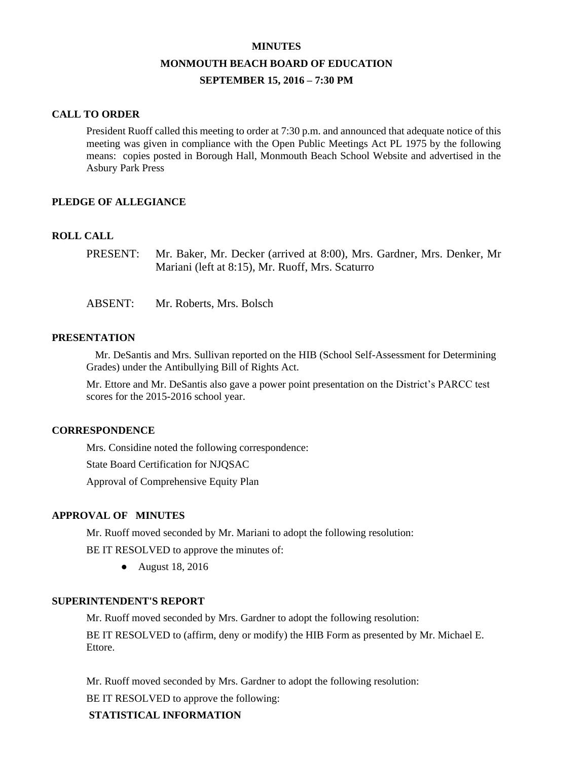# MINUTES

## MONMOUTH BEACH BOARD OF EDUCATION

### SEPTEMBER 15, 2016 – 7:30 PM

**CALL TO ORDER**

President Ruoff called this meeting to order at 7:30 p.m. and announced that adequate notice of this meeting was given in compliance with the Open Public Meetings Act PL 1975 by the following means: copies posted in Borough Hall, Monmouth Beach School Website and advertised in the Asbury Park Press

**PLEDGE OF ALLEGIANCE**

**ROLL CALL**

PRESENT: Mr. Baker, Mr. Decker (arrived at 8:00), Mrs. Gardner, Mrs. Denker, Mr Mariani (left at 8:15), Mr. Ruoff, Mrs. Scaturro

ABSENT: Mr. Roberts, Mrs. Bolsch

**PRESENTATION**

Mr. DeSantis and Mrs. Sullivan reported on the HIB (School Self-Assessment for Determining Grades) under the Antibullying Bill of Rights Act.

Mr. Ettore and Mr. DeSantis also gave a power point presentation on the District's PARCC test scores for the 2015-2016 school year.

**CORRESPONDENCE**

Mrs. Considine noted the following correspondence:

State Board Certification for NJQSAC

Approval of Comprehensive Equity Plan

**APPROVAL OF MINUTES**

Mr. Ruoff moved seconded by Mr. Mariani to adopt the following resolution:

BE IT RESOLVED to approve the minutes of:

- August 18, 2016

**SUPERINTENDENT'S REPORT**

Mr. Ruoff moved seconded by Mrs. Gardner to adopt the following resolution:

BE IT RESOLVED to (affirm, deny or modify) the HIB Form as presented by Mr. Michael E. Ettore.

Mr. Ruoff moved seconded by Mrs. Gardner to adopt the following resolution:

BE IT RESOLVED to approve the following:

**STATISTICAL INFORMATION**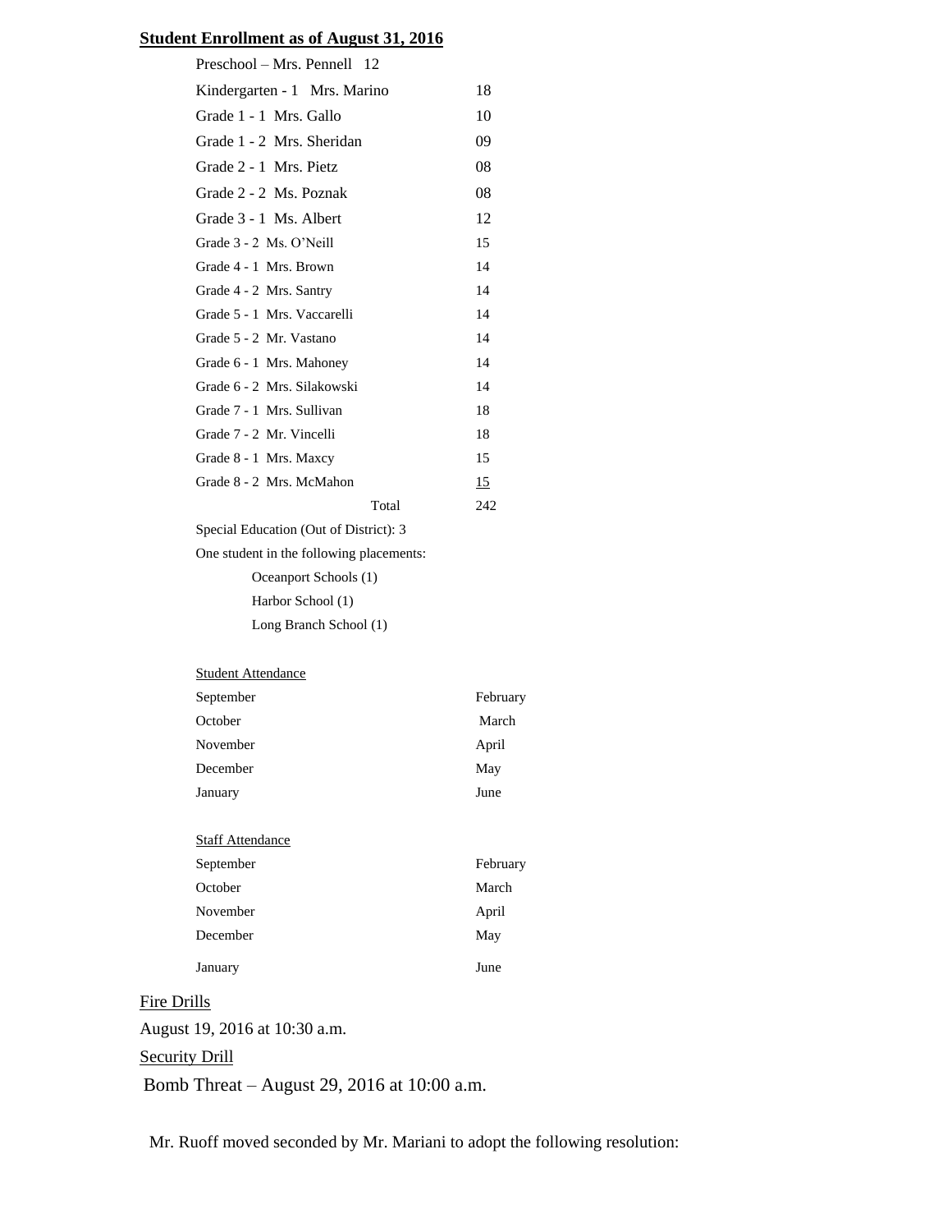**Student Enrollment as of August 31, 2016**

| | |
|---|---|
| Preschool – Mrs. Pennell 12 | |
| Kindergarten - 1 Mrs. Marino | 18 |
| Grade 1 - 1 Mrs. Gallo | 10 |
| Grade 1 - 2 Mrs. Sheridan | 09 |
| Grade 2 - 1 Mrs. Pietz | 08 |
| Grade 2 - 2 Ms. Poznak | 08 |
| Grade 3 - 1 Ms. Albert | 12 |
| Grade 3 - 2 Ms. O'Neill | 15 |
| Grade 4 - 1 Mrs. Brown | 14 |
| Grade 4 - 2 Mrs. Santry | 14 |
| Grade 5 - 1 Mrs. Vaccarelli | 14 |
| Grade 5 - 2 Mr. Vastano | 14 |
| Grade 6 - 1 Mrs. Mahoney | 14 |
| Grade 6 - 2 Mrs. Silakowski | 14 |
| Grade 7 - 1 Mrs. Sullivan | 18 |
| Grade 7 - 2 Mr. Vincelli | 18 |
| Grade 8 - 1 Mrs. Maxcy | 15 |
| Grade 8 - 2 Mrs. McMahon | 15 |
| Total | 242 |

Special Education (Out of District): 3

One student in the following placements:

- Oceanport Schools (1)
- Harbor School (1)
- Long Branch School (1)

Student Attendance

| | |
|---|---|
| September | February |
| October | March |
| November | April |
| December | May |
| January | June |

Staff Attendance

| | |
|---|---|
| September | February |
| October | March |
| November | April |
| December | May |
| January | June |

Fire Drills

August 19, 2016 at 10:30 a.m.

Security Drill

Bomb Threat – August 29, 2016 at 10:00 a.m.

Mr. Ruoff moved seconded by Mr. Mariani to adopt the following resolution: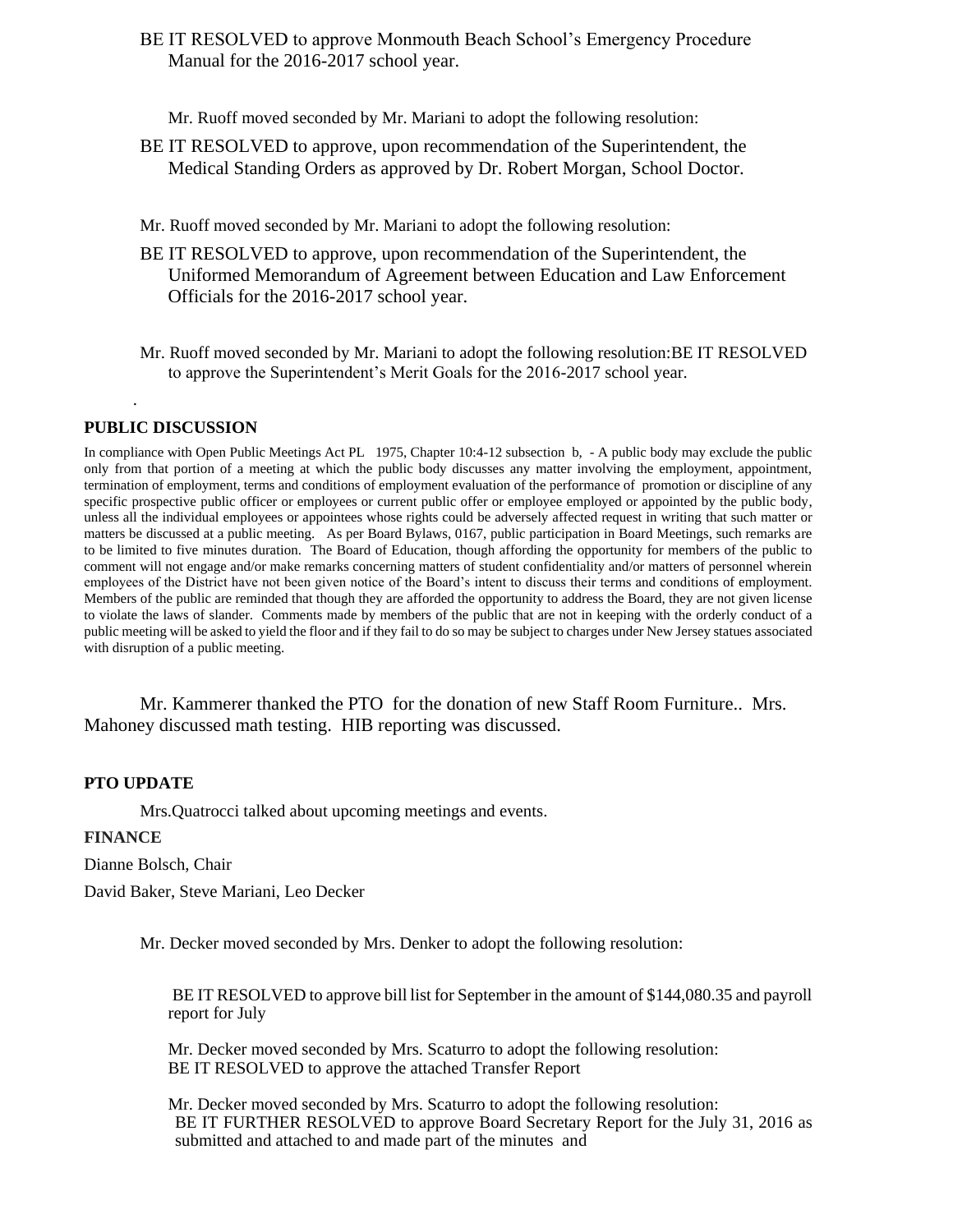BE IT RESOLVED to approve Monmouth Beach School's Emergency Procedure Manual for the 2016-2017 school year.

Mr. Ruoff moved seconded by Mr. Mariani to adopt the following resolution:

BE IT RESOLVED to approve, upon recommendation of the Superintendent, the Medical Standing Orders as approved by Dr. Robert Morgan, School Doctor.

Mr. Ruoff moved seconded by Mr. Mariani to adopt the following resolution:

BE IT RESOLVED to approve, upon recommendation of the Superintendent, the Uniformed Memorandum of Agreement between Education and Law Enforcement Officials for the 2016-2017 school year.

Mr. Ruoff moved seconded by Mr. Mariani to adopt the following resolution:BE IT RESOLVED to approve the Superintendent's Merit Goals for the 2016-2017 school year.

.

**PUBLIC DISCUSSION**

In compliance with Open Public Meetings Act PL 1975, Chapter 10:4-12 subsection b, - A public body may exclude the public only from that portion of a meeting at which the public body discusses any matter involving the employment, appointment, termination of employment, terms and conditions of employment evaluation of the performance of promotion or discipline of any specific prospective public officer or employees or current public offer or employee employed or appointed by the public body, unless all the individual employees or appointees whose rights could be adversely affected request in writing that such matter or matters be discussed at a public meeting. As per Board Bylaws, 0167, public participation in Board Meetings, such remarks are to be limited to five minutes duration. The Board of Education, though affording the opportunity for members of the public to comment will not engage and/or make remarks concerning matters of student confidentiality and/or matters of personnel wherein employees of the District have not been given notice of the Board's intent to discuss their terms and conditions of employment. Members of the public are reminded that though they are afforded the opportunity to address the Board, they are not given license to violate the laws of slander. Comments made by members of the public that are not in keeping with the orderly conduct of a public meeting will be asked to yield the floor and if they fail to do so may be subject to charges under New Jersey statues associated with disruption of a public meeting.

Mr. Kammerer thanked the PTO for the donation of new Staff Room Furniture.. Mrs. Mahoney discussed math testing. HIB reporting was discussed.

**PTO UPDATE**

Mrs.Quatrocci talked about upcoming meetings and events.

**FINANCE**

Dianne Bolsch, Chair

David Baker, Steve Mariani, Leo Decker

Mr. Decker moved seconded by Mrs. Denker to adopt the following resolution:

BE IT RESOLVED to approve bill list for September in the amount of $144,080.35 and payroll report for July

Mr. Decker moved seconded by Mrs. Scaturro to adopt the following resolution:
BE IT RESOLVED to approve the attached Transfer Report

Mr. Decker moved seconded by Mrs. Scaturro to adopt the following resolution:
BE IT FURTHER RESOLVED to approve Board Secretary Report for the July 31, 2016 as submitted and attached to and made part of the minutes and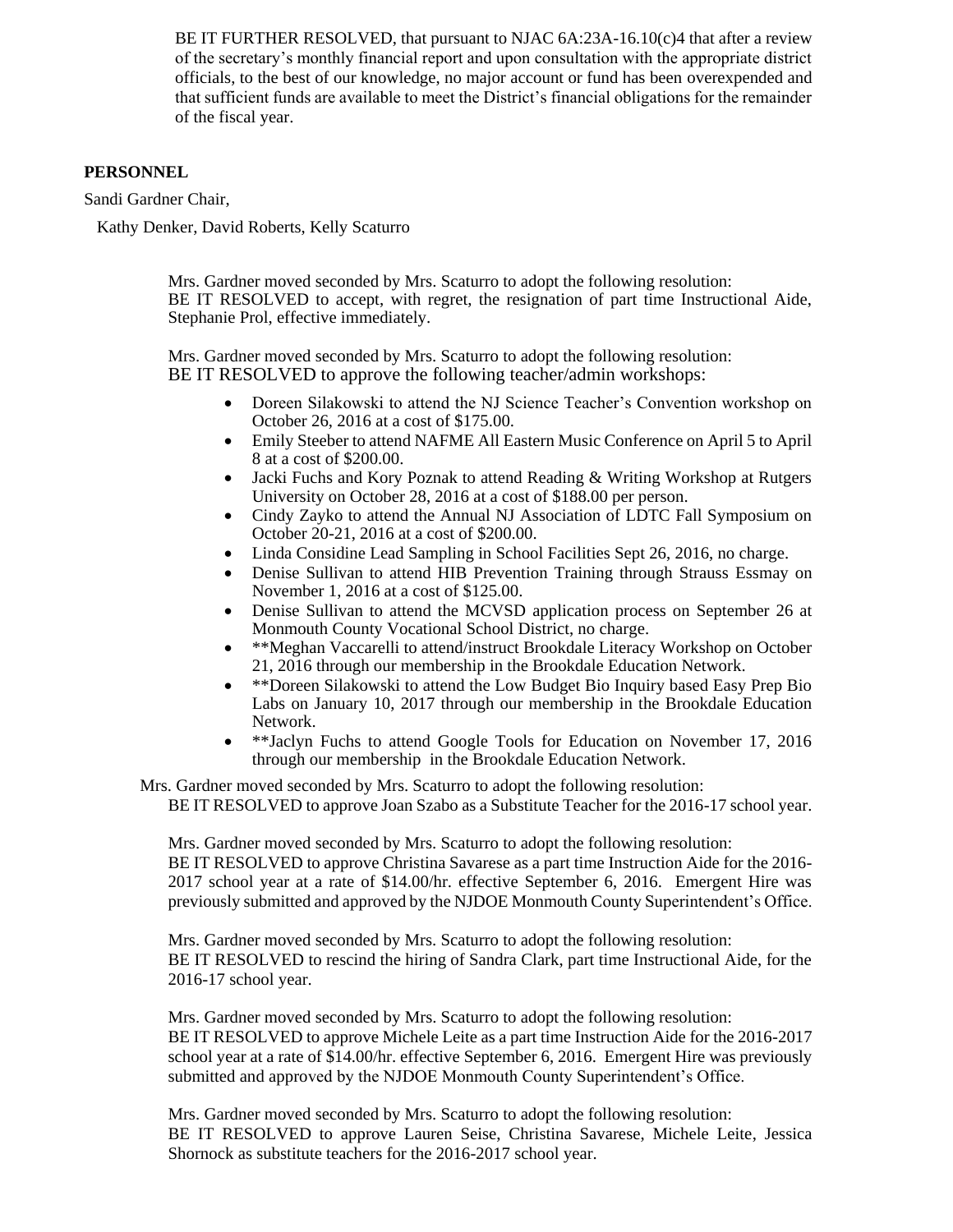BE IT FURTHER RESOLVED, that pursuant to NJAC 6A:23A-16.10(c)4 that after a review of the secretary's monthly financial report and upon consultation with the appropriate district officials, to the best of our knowledge, no major account or fund has been overexpended and that sufficient funds are available to meet the District's financial obligations for the remainder of the fiscal year.

**PERSONNEL**

Sandi Gardner Chair,

Kathy Denker, David Roberts, Kelly Scaturro

Mrs. Gardner moved seconded by Mrs. Scaturro to adopt the following resolution:
BE IT RESOLVED to accept, with regret, the resignation of part time Instructional Aide, Stephanie Prol, effective immediately.

Mrs. Gardner moved seconded by Mrs. Scaturro to adopt the following resolution:
BE IT RESOLVED to approve the following teacher/admin workshops:

- Doreen Silakowski to attend the NJ Science Teacher's Convention workshop on October 26, 2016 at a cost of $175.00.
- Emily Steeber to attend NAFME All Eastern Music Conference on April 5 to April 8 at a cost of $200.00.
- Jacki Fuchs and Kory Poznak to attend Reading & Writing Workshop at Rutgers University on October 28, 2016 at a cost of $188.00 per person.
- Cindy Zayko to attend the Annual NJ Association of LDTC Fall Symposium on October 20-21, 2016 at a cost of $200.00.
- Linda Considine Lead Sampling in School Facilities Sept 26, 2016, no charge.
- Denise Sullivan to attend HIB Prevention Training through Strauss Essmay on November 1, 2016 at a cost of $125.00.
- Denise Sullivan to attend the MCVSD application process on September 26 at Monmouth County Vocational School District, no charge.
- **Meghan Vaccarelli to attend/instruct Brookdale Literacy Workshop on October 21, 2016 through our membership in the Brookdale Education Network.
- **Doreen Silakowski to attend the Low Budget Bio Inquiry based Easy Prep Bio Labs on January 10, 2017 through our membership in the Brookdale Education Network.
- **Jaclyn Fuchs to attend Google Tools for Education on November 17, 2016 through our membership in the Brookdale Education Network.

Mrs. Gardner moved seconded by Mrs. Scaturro to adopt the following resolution:
BE IT RESOLVED to approve Joan Szabo as a Substitute Teacher for the 2016-17 school year.

Mrs. Gardner moved seconded by Mrs. Scaturro to adopt the following resolution:
BE IT RESOLVED to approve Christina Savarese as a part time Instruction Aide for the 2016-2017 school year at a rate of $14.00/hr. effective September 6, 2016. Emergent Hire was previously submitted and approved by the NJDOE Monmouth County Superintendent's Office.

Mrs. Gardner moved seconded by Mrs. Scaturro to adopt the following resolution:
BE IT RESOLVED to rescind the hiring of Sandra Clark, part time Instructional Aide, for the 2016-17 school year.

Mrs. Gardner moved seconded by Mrs. Scaturro to adopt the following resolution:
BE IT RESOLVED to approve Michele Leite as a part time Instruction Aide for the 2016-2017 school year at a rate of $14.00/hr. effective September 6, 2016. Emergent Hire was previously submitted and approved by the NJDOE Monmouth County Superintendent's Office.

Mrs. Gardner moved seconded by Mrs. Scaturro to adopt the following resolution:
BE IT RESOLVED to approve Lauren Seise, Christina Savarese, Michele Leite, Jessica Shornock as substitute teachers for the 2016-2017 school year.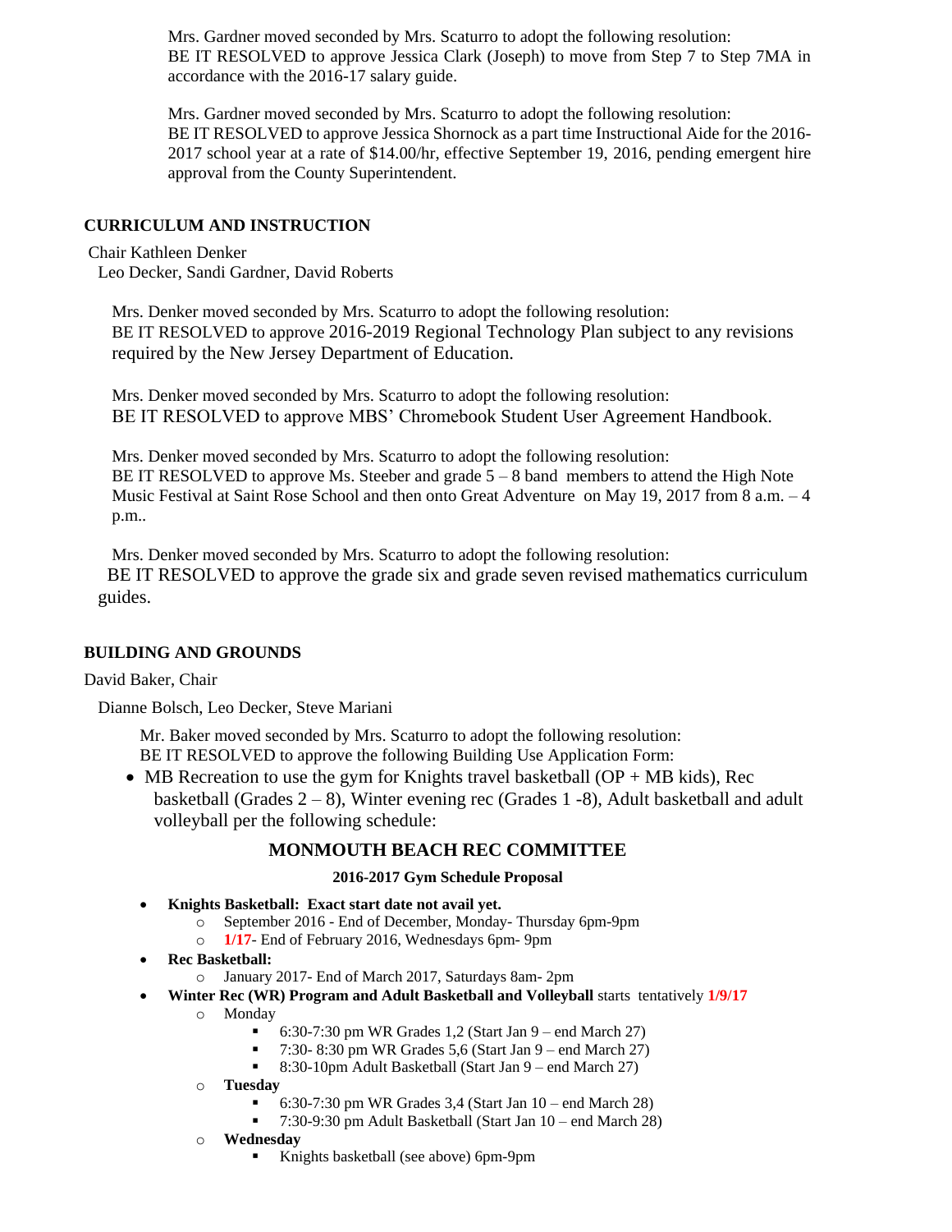Mrs. Gardner moved seconded by Mrs. Scaturro to adopt the following resolution:
BE IT RESOLVED to approve Jessica Clark (Joseph) to move from Step 7 to Step 7MA in accordance with the 2016-17 salary guide.

Mrs. Gardner moved seconded by Mrs. Scaturro to adopt the following resolution:
BE IT RESOLVED to approve Jessica Shornock as a part time Instructional Aide for the 2016-2017 school year at a rate of $14.00/hr, effective September 19, 2016, pending emergent hire approval from the County Superintendent.

**CURRICULUM AND INSTRUCTION**

Chair Kathleen Denker
Leo Decker, Sandi Gardner, David Roberts

Mrs. Denker moved seconded by Mrs. Scaturro to adopt the following resolution:
BE IT RESOLVED to approve 2016-2019 Regional Technology Plan subject to any revisions required by the New Jersey Department of Education.

Mrs. Denker moved seconded by Mrs. Scaturro to adopt the following resolution:
BE IT RESOLVED to approve MBS' Chromebook Student User Agreement Handbook.

Mrs. Denker moved seconded by Mrs. Scaturro to adopt the following resolution:
BE IT RESOLVED to approve Ms. Steeber and grade 5 – 8 band members to attend the High Note Music Festival at Saint Rose School and then onto Great Adventure on May 19, 2017 from 8 a.m. – 4 p.m..

Mrs. Denker moved seconded by Mrs. Scaturro to adopt the following resolution:
BE IT RESOLVED to approve the grade six and grade seven revised mathematics curriculum guides.

**BUILDING AND GROUNDS**

David Baker, Chair

Dianne Bolsch, Leo Decker, Steve Mariani

Mr. Baker moved seconded by Mrs. Scaturro to adopt the following resolution:
BE IT RESOLVED to approve the following Building Use Application Form:

- MB Recreation to use the gym for Knights travel basketball (OP + MB kids), Rec basketball (Grades 2 – 8), Winter evening rec (Grades 1 -8), Adult basketball and adult volleyball per the following schedule:

## MONMOUTH BEACH REC COMMITTEE

**2016-2017 Gym Schedule Proposal**

- **Knights Basketball: Exact start date not avail yet.**
  - September 2016 - End of December, Monday- Thursday 6pm-9pm
  - **1/17**- End of February 2016, Wednesdays 6pm- 9pm
- **Rec Basketball:**
  - January 2017- End of March 2017, Saturdays 8am- 2pm
- **Winter Rec (WR) Program and Adult Basketball and Volleyball** starts tentatively **1/9/17**
  - Monday
    - 6:30-7:30 pm WR Grades 1,2 (Start Jan 9 – end March 27)
    - 7:30- 8:30 pm WR Grades 5,6 (Start Jan 9 – end March 27)
    - 8:30-10pm Adult Basketball (Start Jan 9 – end March 27)
  - **Tuesday**
    - 6:30-7:30 pm WR Grades 3,4 (Start Jan 10 – end March 28)
    - 7:30-9:30 pm Adult Basketball (Start Jan 10 – end March 28)
  - **Wednesday**
    - Knights basketball (see above) 6pm-9pm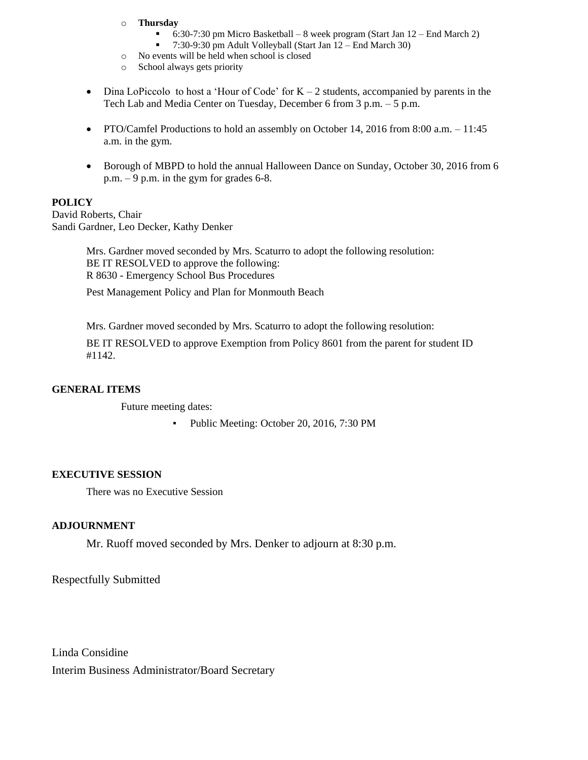- **Thursday**
  - 6:30-7:30 pm Micro Basketball – 8 week program (Start Jan 12 – End March 2)
  - 7:30-9:30 pm Adult Volleyball (Start Jan 12 – End March 30)
- No events will be held when school is closed
- School always gets priority

- Dina LoPiccolo to host a 'Hour of Code' for K – 2 students, accompanied by parents in the Tech Lab and Media Center on Tuesday, December 6 from 3 p.m. – 5 p.m.

- PTO/Camfel Productions to hold an assembly on October 14, 2016 from 8:00 a.m. – 11:45 a.m. in the gym.

- Borough of MBPD to hold the annual Halloween Dance on Sunday, October 30, 2016 from 6 p.m. – 9 p.m. in the gym for grades 6-8.

**POLICY**
David Roberts, Chair
Sandi Gardner, Leo Decker, Kathy Denker

Mrs. Gardner moved seconded by Mrs. Scaturro to adopt the following resolution:
BE IT RESOLVED to approve the following:
R 8630 - Emergency School Bus Procedures

Pest Management Policy and Plan for Monmouth Beach

Mrs. Gardner moved seconded by Mrs. Scaturro to adopt the following resolution:

BE IT RESOLVED to approve Exemption from Policy 8601 from the parent for student ID #1142.

**GENERAL ITEMS**

Future meeting dates:

- Public Meeting: October 20, 2016, 7:30 PM

**EXECUTIVE SESSION**

There was no Executive Session

**ADJOURNMENT**

Mr. Ruoff moved seconded by Mrs. Denker to adjourn at 8:30 p.m.

Respectfully Submitted

Linda Considine
Interim Business Administrator/Board Secretary